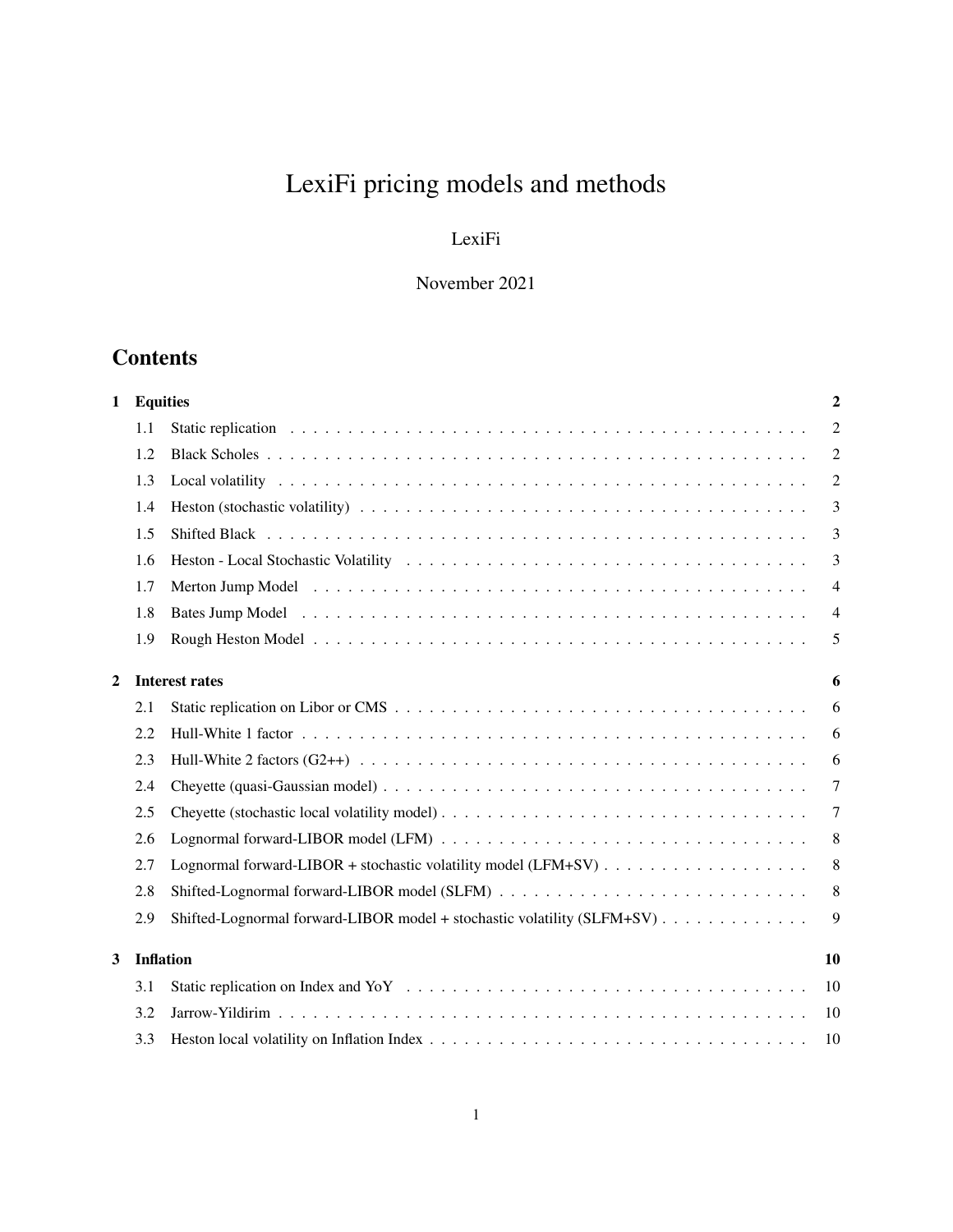# LexiFi pricing models and methods

LexiFi

November 2021

## Contents

**1 Equities** — **2**

- 1.1 Static replication — 2
- 1.2 Black Scholes — 2
- 1.3 Local volatility — 2
- 1.4 Heston (stochastic volatility) — 3
- 1.5 Shifted Black — 3
- 1.6 Heston - Local Stochastic Volatility — 3
- 1.7 Merton Jump Model — 4
- 1.8 Bates Jump Model — 4
- 1.9 Rough Heston Model — 5

**2 Interest rates** — **6**

- 2.1 Static replication on Libor or CMS — 6
- 2.2 Hull-White 1 factor — 6
- 2.3 Hull-White 2 factors (G2++) — 6
- 2.4 Cheyette (quasi-Gaussian model) — 7
- 2.5 Cheyette (stochastic local volatility model) — 7
- 2.6 Lognormal forward-LIBOR model (LFM) — 8
- 2.7 Lognormal forward-LIBOR + stochastic volatility model (LFM+SV) — 8
- 2.8 Shifted-Lognormal forward-LIBOR model (SLFM) — 8
- 2.9 Shifted-Lognormal forward-LIBOR model + stochastic volatility (SLFM+SV) — 9

**3 Inflation** — **10**

- 3.1 Static replication on Index and YoY — 10
- 3.2 Jarrow-Yildirim — 10
- 3.3 Heston local volatility on Inflation Index — 10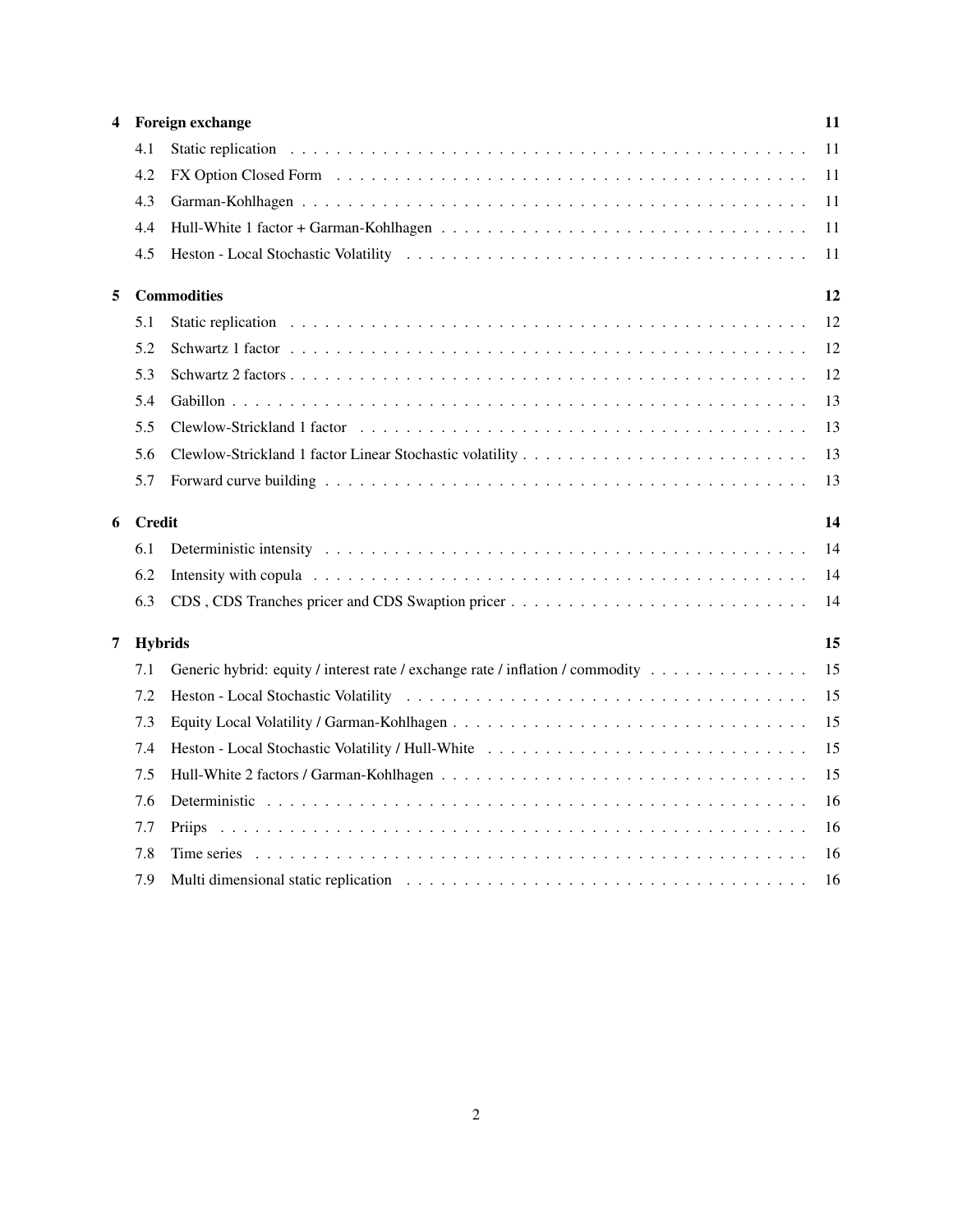**4 Foreign exchange** ... 11

- 4.1 Static replication ... 11
- 4.2 FX Option Closed Form ... 11
- 4.3 Garman-Kohlhagen ... 11
- 4.4 Hull-White 1 factor + Garman-Kohlhagen ... 11
- 4.5 Heston - Local Stochastic Volatility ... 11

**5 Commodities** ... 12

- 5.1 Static replication ... 12
- 5.2 Schwartz 1 factor ... 12
- 5.3 Schwartz 2 factors ... 12
- 5.4 Gabillon ... 13
- 5.5 Clewlow-Strickland 1 factor ... 13
- 5.6 Clewlow-Strickland 1 factor Linear Stochastic volatility ... 13
- 5.7 Forward curve building ... 13

**6 Credit** ... 14

- 6.1 Deterministic intensity ... 14
- 6.2 Intensity with copula ... 14
- 6.3 CDS , CDS Tranches pricer and CDS Swaption pricer ... 14

**7 Hybrids** ... 15

- 7.1 Generic hybrid: equity / interest rate / exchange rate / inflation / commodity ... 15
- 7.2 Heston - Local Stochastic Volatility ... 15
- 7.3 Equity Local Volatility / Garman-Kohlhagen ... 15
- 7.4 Heston - Local Stochastic Volatility / Hull-White ... 15
- 7.5 Hull-White 2 factors / Garman-Kohlhagen ... 15
- 7.6 Deterministic ... 16
- 7.7 Priips ... 16
- 7.8 Time series ... 16
- 7.9 Multi dimensional static replication ... 16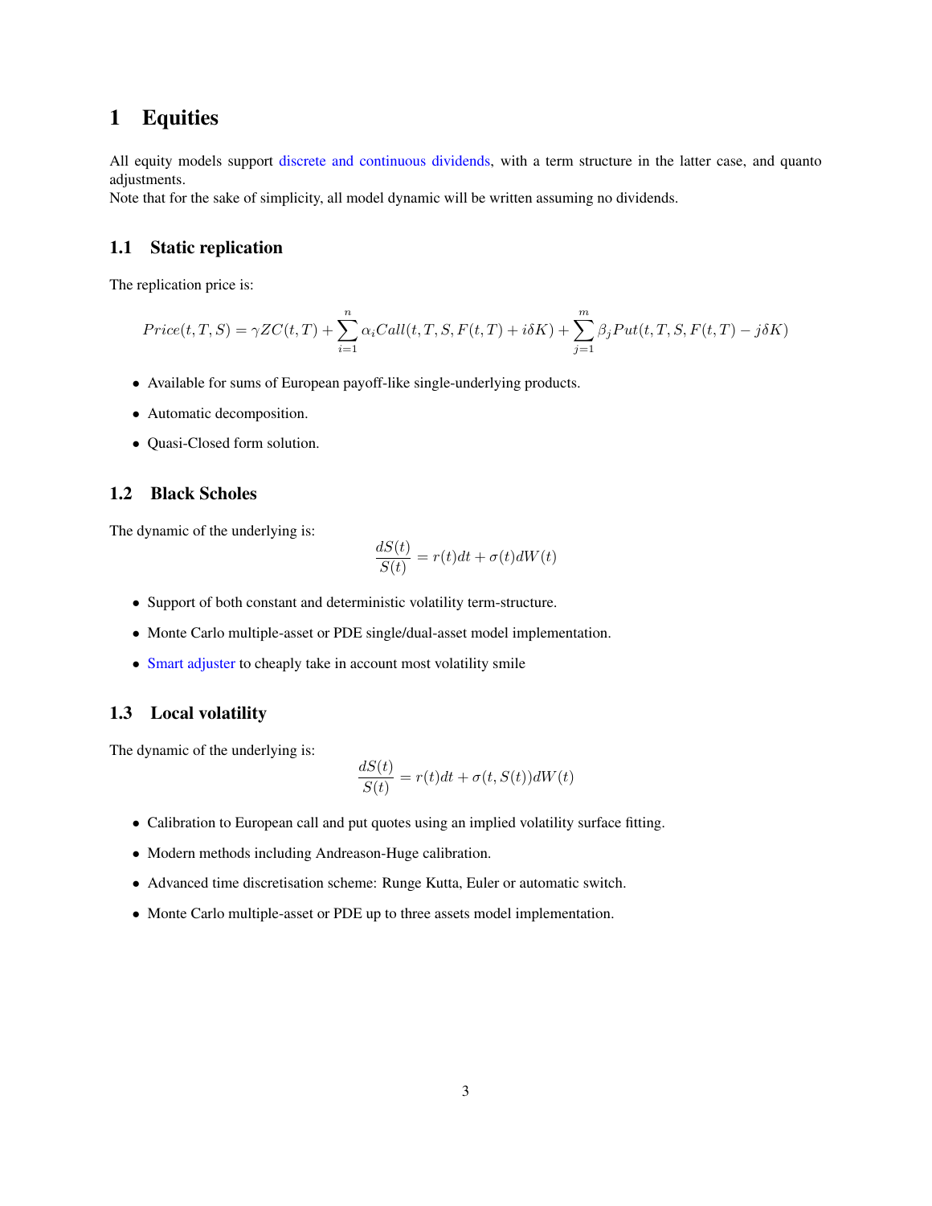# 1 Equities

All equity models support discrete and continuous dividends, with a term structure in the latter case, and quanto adjustments.
Note that for the sake of simplicity, all model dynamic will be written assuming no dividends.

## 1.1 Static replication

The replication price is:

$$Price(t,T,S) = \gamma ZC(t,T) + \sum_{i=1}^{n} \alpha_i Call(t,T,S,F(t,T)+i\delta K) + \sum_{j=1}^{m} \beta_j Put(t,T,S,F(t,T)-j\delta K)$$

- Available for sums of European payoff-like single-underlying products.
- Automatic decomposition.
- Quasi-Closed form solution.

## 1.2 Black Scholes

The dynamic of the underlying is:

$$\frac{dS(t)}{S(t)} = r(t)dt + \sigma(t)dW(t)$$

- Support of both constant and deterministic volatility term-structure.
- Monte Carlo multiple-asset or PDE single/dual-asset model implementation.
- Smart adjuster to cheaply take in account most volatility smile

## 1.3 Local volatility

The dynamic of the underlying is:

$$\frac{dS(t)}{S(t)} = r(t)dt + \sigma(t,S(t))dW(t)$$

- Calibration to European call and put quotes using an implied volatility surface fitting.
- Modern methods including Andreason-Huge calibration.
- Advanced time discretisation scheme: Runge Kutta, Euler or automatic switch.
- Monte Carlo multiple-asset or PDE up to three assets model implementation.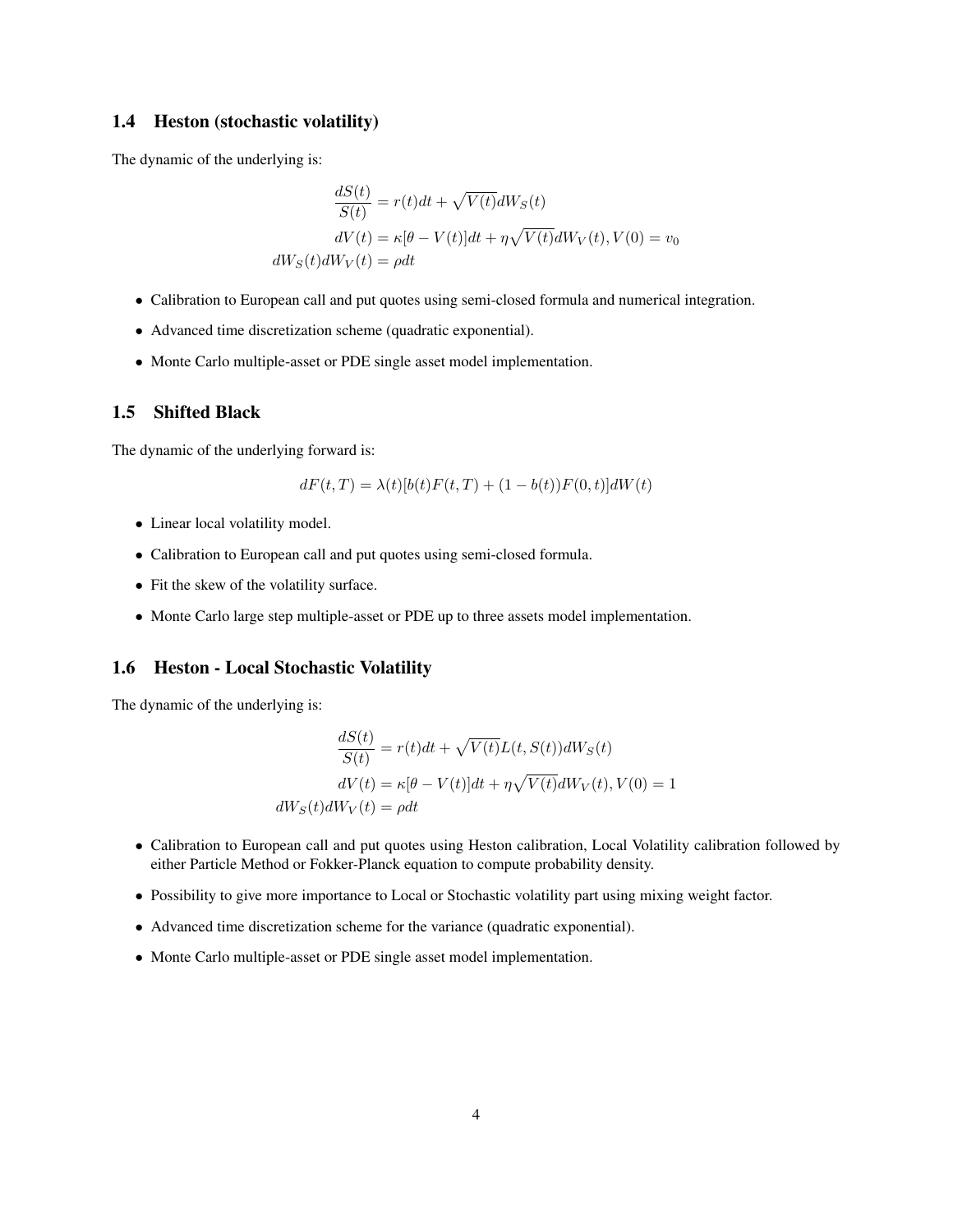### 1.4 Heston (stochastic volatility)

The dynamic of the underlying is:

$$
\begin{aligned}
\frac{dS(t)}{S(t)} &= r(t)dt + \sqrt{V(t)}dW_S(t) \\
dV(t) &= \kappa[\theta - V(t)]dt + \eta\sqrt{V(t)}dW_V(t), V(0) = v_0 \\
dW_S(t)dW_V(t) &= \rho dt
\end{aligned}
$$

- Calibration to European call and put quotes using semi-closed formula and numerical integration.
- Advanced time discretization scheme (quadratic exponential).
- Monte Carlo multiple-asset or PDE single asset model implementation.

### 1.5 Shifted Black

The dynamic of the underlying forward is:

$$
dF(t,T) = \lambda(t)[b(t)F(t,T) + (1 - b(t))F(0,t)]dW(t)
$$

- Linear local volatility model.
- Calibration to European call and put quotes using semi-closed formula.
- Fit the skew of the volatility surface.
- Monte Carlo large step multiple-asset or PDE up to three assets model implementation.

### 1.6 Heston - Local Stochastic Volatility

The dynamic of the underlying is:

$$
\begin{aligned}
\frac{dS(t)}{S(t)} &= r(t)dt + \sqrt{V(t)}L(t, S(t))dW_S(t) \\
dV(t) &= \kappa[\theta - V(t)]dt + \eta\sqrt{V(t)}dW_V(t), V(0) = 1 \\
dW_S(t)dW_V(t) &= \rho dt
\end{aligned}
$$

- Calibration to European call and put quotes using Heston calibration, Local Volatility calibration followed by either Particle Method or Fokker-Planck equation to compute probability density.
- Possibility to give more importance to Local or Stochastic volatility part using mixing weight factor.
- Advanced time discretization scheme for the variance (quadratic exponential).
- Monte Carlo multiple-asset or PDE single asset model implementation.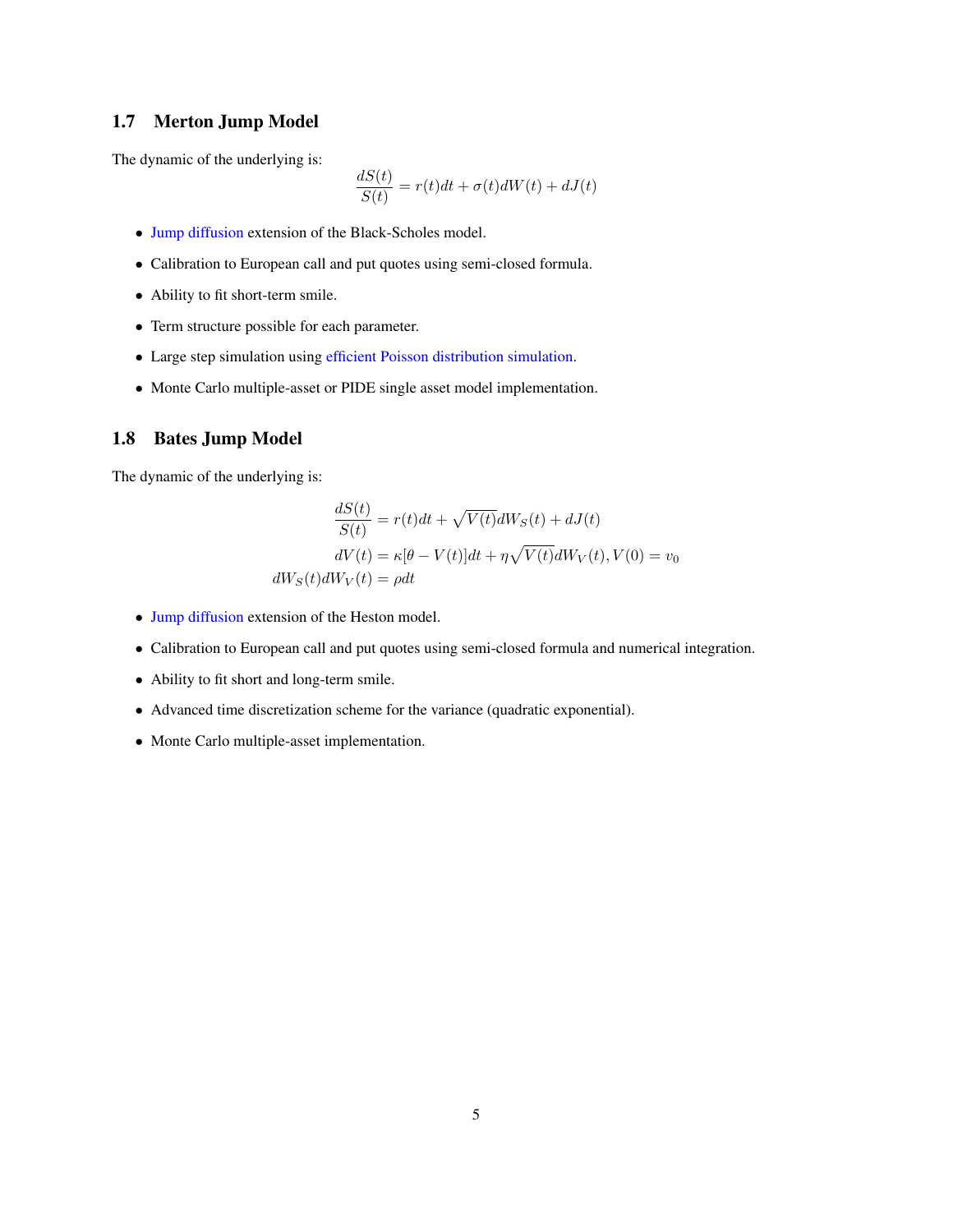## 1.7 Merton Jump Model

The dynamic of the underlying is:

$$\frac{dS(t)}{S(t)} = r(t)dt + \sigma(t)dW(t) + dJ(t)$$

- Jump diffusion extension of the Black-Scholes model.
- Calibration to European call and put quotes using semi-closed formula.
- Ability to fit short-term smile.
- Term structure possible for each parameter.
- Large step simulation using efficient Poisson distribution simulation.
- Monte Carlo multiple-asset or PIDE single asset model implementation.

## 1.8 Bates Jump Model

The dynamic of the underlying is:

$$\begin{aligned}
\frac{dS(t)}{S(t)} &= r(t)dt + \sqrt{V(t)}dW_S(t) + dJ(t) \\
dV(t) &= \kappa[\theta - V(t)]dt + \eta\sqrt{V(t)}dW_V(t), V(0) = v_0 \\
dW_S(t)dW_V(t) &= \rho dt
\end{aligned}$$

- Jump diffusion extension of the Heston model.
- Calibration to European call and put quotes using semi-closed formula and numerical integration.
- Ability to fit short and long-term smile.
- Advanced time discretization scheme for the variance (quadratic exponential).
- Monte Carlo multiple-asset implementation.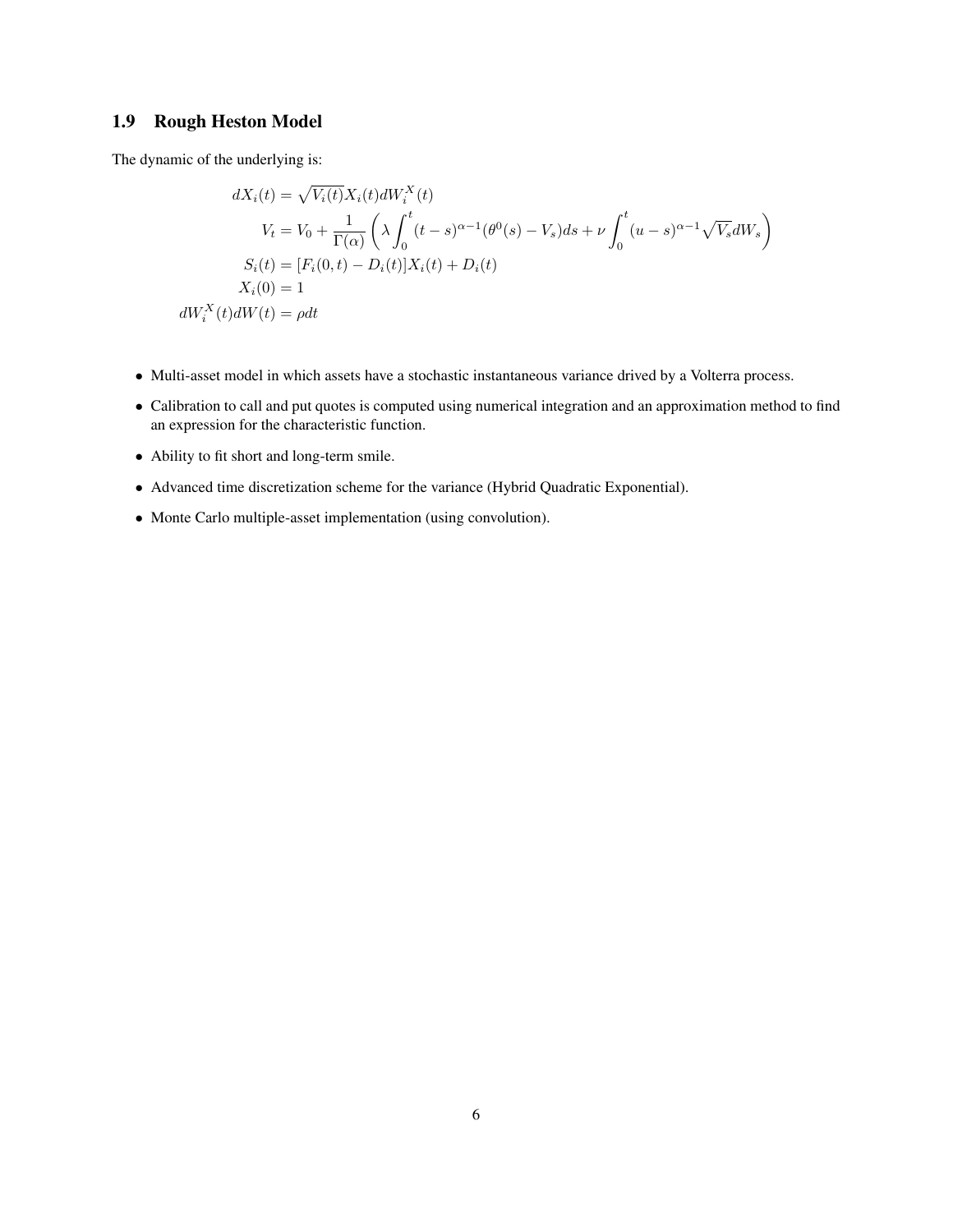### 1.9 Rough Heston Model

The dynamic of the underlying is:

$$
\begin{aligned}
dX_i(t) &= \sqrt{V_i(t)}X_i(t)dW_i^X(t) \\
V_t &= V_0 + \frac{1}{\Gamma(\alpha)}\left(\lambda \int_0^t (t-s)^{\alpha-1}(\theta^0(s) - V_s)ds + \nu \int_0^t (u-s)^{\alpha-1}\sqrt{V_s}dW_s\right) \\
S_i(t) &= [F_i(0,t) - D_i(t)]X_i(t) + D_i(t) \\
X_i(0) &= 1 \\
dW_i^X(t)dW(t) &= \rho dt
\end{aligned}
$$

- Multi-asset model in which assets have a stochastic instantaneous variance drived by a Volterra process.
- Calibration to call and put quotes is computed using numerical integration and an approximation method to find an expression for the characteristic function.
- Ability to fit short and long-term smile.
- Advanced time discretization scheme for the variance (Hybrid Quadratic Exponential).
- Monte Carlo multiple-asset implementation (using convolution).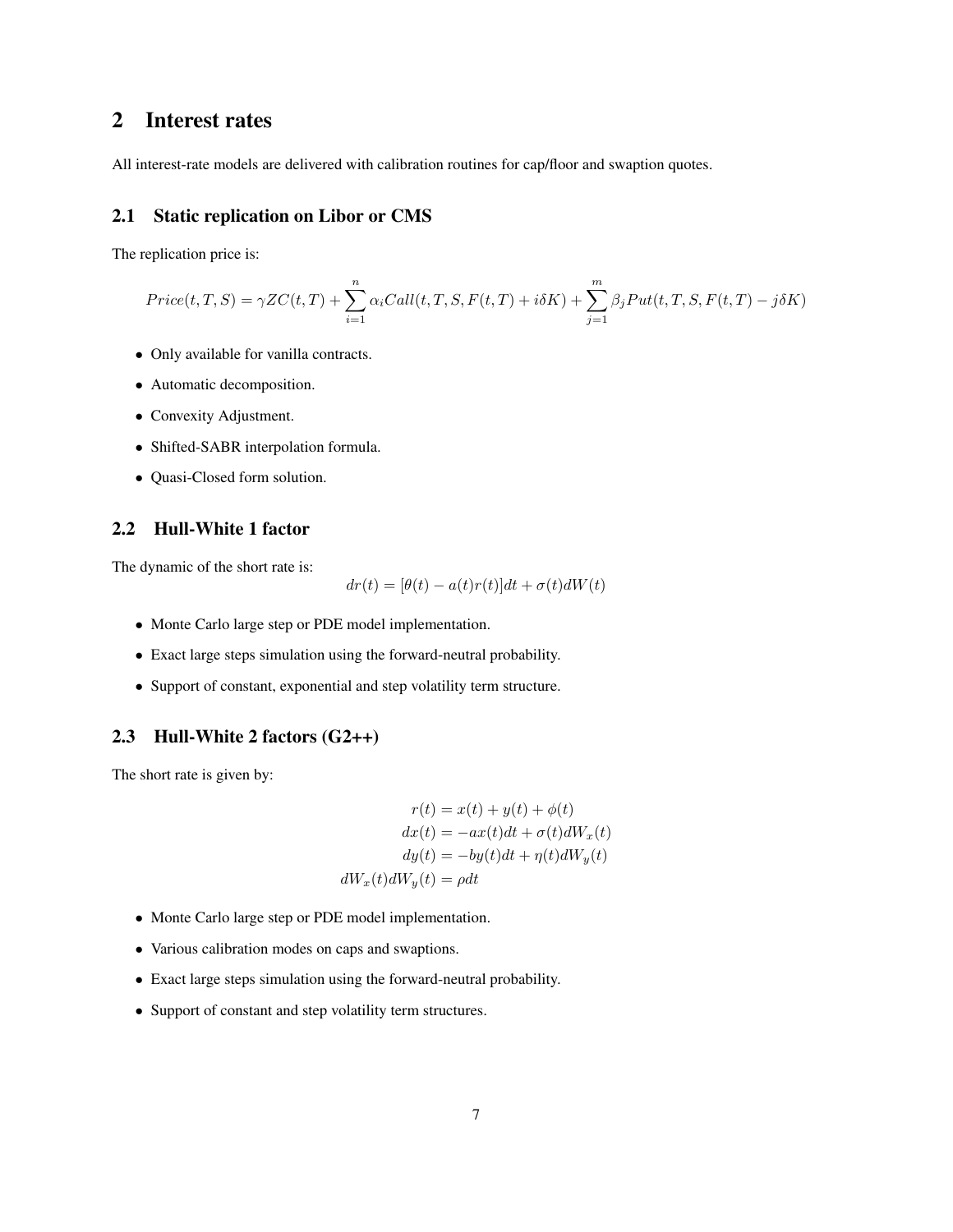# 2 Interest rates

All interest-rate models are delivered with calibration routines for cap/floor and swaption quotes.

## 2.1 Static replication on Libor or CMS

The replication price is:

$$Price(t,T,S) = \gamma ZC(t,T) + \sum_{i=1}^{n} \alpha_i Call(t,T,S,F(t,T)+i\delta K) + \sum_{j=1}^{m} \beta_j Put(t,T,S,F(t,T)-j\delta K)$$

- Only available for vanilla contracts.
- Automatic decomposition.
- Convexity Adjustment.
- Shifted-SABR interpolation formula.
- Quasi-Closed form solution.

## 2.2 Hull-White 1 factor

The dynamic of the short rate is:

$$dr(t) = [\theta(t) - a(t)r(t)]dt + \sigma(t)dW(t)$$

- Monte Carlo large step or PDE model implementation.
- Exact large steps simulation using the forward-neutral probability.
- Support of constant, exponential and step volatility term structure.

## 2.3 Hull-White 2 factors (G2++)

The short rate is given by:

$$\begin{aligned} r(t) &= x(t) + y(t) + \phi(t) \\ dx(t) &= -ax(t)dt + \sigma(t)dW_x(t) \\ dy(t) &= -by(t)dt + \eta(t)dW_y(t) \\ dW_x(t)dW_y(t) &= \rho dt \end{aligned}$$

- Monte Carlo large step or PDE model implementation.
- Various calibration modes on caps and swaptions.
- Exact large steps simulation using the forward-neutral probability.
- Support of constant and step volatility term structures.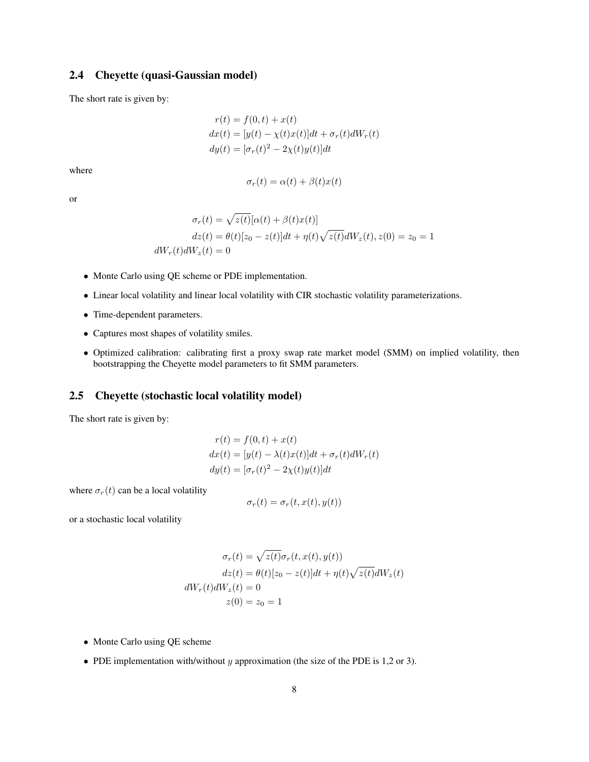### 2.4 Cheyette (quasi-Gaussian model)

The short rate is given by:

$$
\begin{aligned}
r(t) &= f(0,t) + x(t) \\
dx(t) &= [y(t) - \chi(t)x(t)]dt + \sigma_r(t)dW_r(t) \\
dy(t) &= [\sigma_r(t)^2 - 2\chi(t)y(t)]dt
\end{aligned}
$$

where

$$
\sigma_r(t) = \alpha(t) + \beta(t)x(t)
$$

or

$$
\begin{aligned}
\sigma_r(t) &= \sqrt{z(t)}[\alpha(t) + \beta(t)x(t)] \\
dz(t) &= \theta(t)[z_0 - z(t)]dt + \eta(t)\sqrt{z(t)}dW_z(t), z(0) = z_0 = 1 \\
dW_r(t)dW_z(t) &= 0
\end{aligned}
$$

- Monte Carlo using QE scheme or PDE implementation.
- Linear local volatility and linear local volatility with CIR stochastic volatility parameterizations.
- Time-dependent parameters.
- Captures most shapes of volatility smiles.
- Optimized calibration: calibrating first a proxy swap rate market model (SMM) on implied volatility, then bootstrapping the Cheyette model parameters to fit SMM parameters.

### 2.5 Cheyette (stochastic local volatility model)

The short rate is given by:

$$
\begin{aligned}
r(t) &= f(0,t) + x(t) \\
dx(t) &= [y(t) - \lambda(t)x(t)]dt + \sigma_r(t)dW_r(t) \\
dy(t) &= [\sigma_r(t)^2 - 2\chi(t)y(t)]dt
\end{aligned}
$$

where $\sigma_r(t)$ can be a local volatility

$$
\sigma_r(t) = \sigma_r(t, x(t), y(t))
$$

or a stochastic local volatility

$$
\begin{aligned}
\sigma_r(t) &= \sqrt{z(t)}\sigma_r(t, x(t), y(t)) \\
dz(t) &= \theta(t)[z_0 - z(t)]dt + \eta(t)\sqrt{z(t)}dW_z(t) \\
dW_r(t)dW_z(t) &= 0 \\
z(0) &= z_0 = 1
\end{aligned}
$$

- Monte Carlo using QE scheme
- PDE implementation with/without $y$ approximation (the size of the PDE is 1,2 or 3).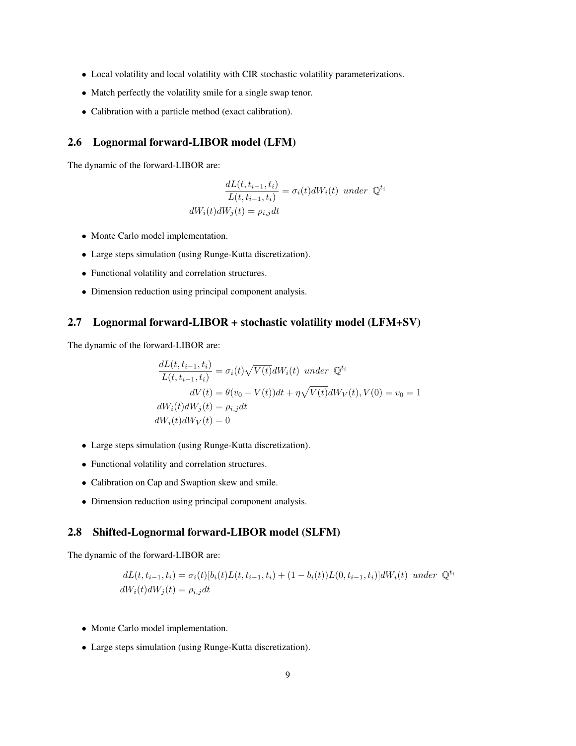- Local volatility and local volatility with CIR stochastic volatility parameterizations.
- Match perfectly the volatility smile for a single swap tenor.
- Calibration with a particle method (exact calibration).

### 2.6 Lognormal forward-LIBOR model (LFM)

The dynamic of the forward-LIBOR are:

$$
\begin{aligned}
\frac{dL(t,t_{i-1},t_i)}{L(t,t_{i-1},t_i)} &= \sigma_i(t)dW_i(t) \;\; under \;\; \mathbb{Q}^{t_i} \\
dW_i(t)dW_j(t) &= \rho_{i,j}dt
\end{aligned}
$$

- Monte Carlo model implementation.
- Large steps simulation (using Runge-Kutta discretization).
- Functional volatility and correlation structures.
- Dimension reduction using principal component analysis.

### 2.7 Lognormal forward-LIBOR + stochastic volatility model (LFM+SV)

The dynamic of the forward-LIBOR are:

$$
\begin{aligned}
\frac{dL(t,t_{i-1},t_i)}{L(t,t_{i-1},t_i)} &= \sigma_i(t)\sqrt{V(t)}dW_i(t) \;\; under \;\; \mathbb{Q}^{t_i} \\
dV(t) &= \theta(v_0 - V(t))dt + \eta\sqrt{V(t)}dW_V(t), V(0) = v_0 = 1 \\
dW_i(t)dW_j(t) &= \rho_{i,j}dt \\
dW_i(t)dW_V(t) &= 0
\end{aligned}
$$

- Large steps simulation (using Runge-Kutta discretization).
- Functional volatility and correlation structures.
- Calibration on Cap and Swaption skew and smile.
- Dimension reduction using principal component analysis.

### 2.8 Shifted-Lognormal forward-LIBOR model (SLFM)

The dynamic of the forward-LIBOR are:

$$
\begin{aligned}
&dL(t,t_{i-1},t_i) = \sigma_i(t)[b_i(t)L(t,t_{i-1},t_i) + (1-b_i(t))L(0,t_{i-1},t_i)]dW_i(t) \;\; under \;\; \mathbb{Q}^{t_i} \\
&dW_i(t)dW_j(t) = \rho_{i,j}dt
\end{aligned}
$$

- Monte Carlo model implementation.
- Large steps simulation (using Runge-Kutta discretization).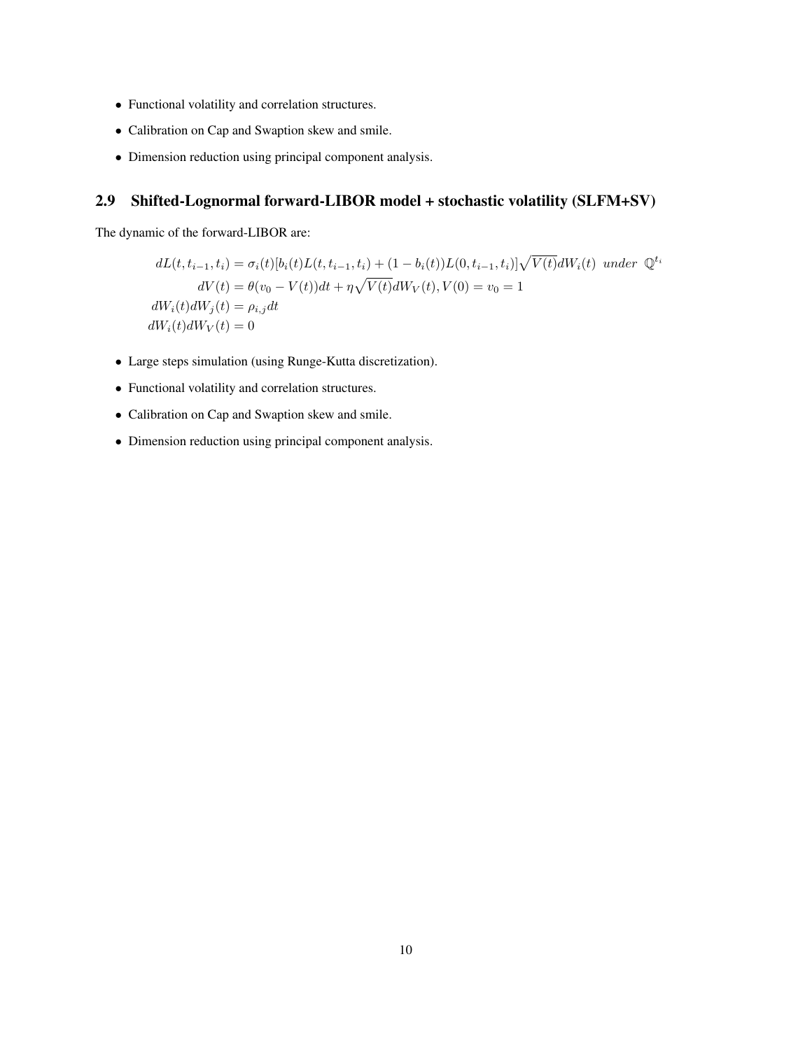- Functional volatility and correlation structures.
- Calibration on Cap and Swaption skew and smile.
- Dimension reduction using principal component analysis.

## 2.9 Shifted-Lognormal forward-LIBOR model + stochastic volatility (SLFM+SV)

The dynamic of the forward-LIBOR are:

$$
\begin{aligned}
dL(t, t_{i-1}, t_i) &= \sigma_i(t)[b_i(t)L(t, t_{i-1}, t_i) + (1 - b_i(t))L(0, t_{i-1}, t_i)]\sqrt{V(t)}dW_i(t) \;\; under \;\; \mathbb{Q}^{t_i} \\
dV(t) &= \theta(v_0 - V(t))dt + \eta\sqrt{V(t)}dW_V(t), V(0) = v_0 = 1 \\
dW_i(t)dW_j(t) &= \rho_{i,j}dt \\
dW_i(t)dW_V(t) &= 0
\end{aligned}
$$

- Large steps simulation (using Runge-Kutta discretization).
- Functional volatility and correlation structures.
- Calibration on Cap and Swaption skew and smile.
- Dimension reduction using principal component analysis.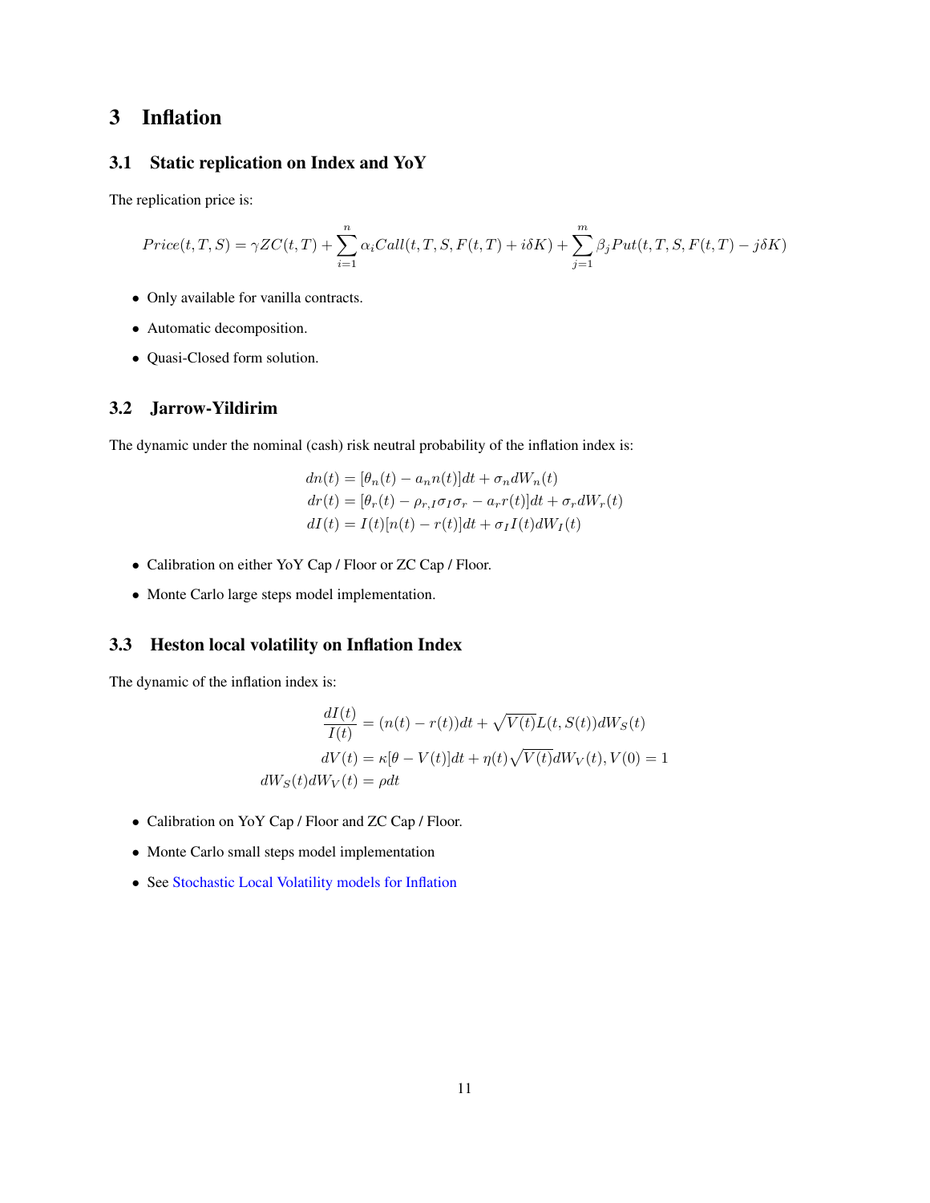# 3 Inflation

## 3.1 Static replication on Index and YoY

The replication price is:

$$Price(t,T,S) = \gamma ZC(t,T) + \sum_{i=1}^{n} \alpha_i Call(t,T,S,F(t,T)+i\delta K) + \sum_{j=1}^{m} \beta_j Put(t,T,S,F(t,T)-j\delta K)$$

- Only available for vanilla contracts.
- Automatic decomposition.
- Quasi-Closed form solution.

## 3.2 Jarrow-Yildirim

The dynamic under the nominal (cash) risk neutral probability of the inflation index is:

$$\begin{aligned}
dn(t) &= [\theta_n(t) - a_n n(t)]dt + \sigma_n dW_n(t) \\
dr(t) &= [\theta_r(t) - \rho_{r,I}\sigma_I\sigma_r - a_r r(t)]dt + \sigma_r dW_r(t) \\
dI(t) &= I(t)[n(t) - r(t)]dt + \sigma_I I(t) dW_I(t)
\end{aligned}$$

- Calibration on either YoY Cap / Floor or ZC Cap / Floor.
- Monte Carlo large steps model implementation.

## 3.3 Heston local volatility on Inflation Index

The dynamic of the inflation index is:

$$\begin{aligned}
\frac{dI(t)}{I(t)} &= (n(t) - r(t))dt + \sqrt{V(t)}L(t,S(t))dW_S(t) \\
dV(t) &= \kappa[\theta - V(t)]dt + \eta(t)\sqrt{V(t)}dW_V(t), V(0) = 1 \\
dW_S(t)dW_V(t) &= \rho dt
\end{aligned}$$

- Calibration on YoY Cap / Floor and ZC Cap / Floor.
- Monte Carlo small steps model implementation
- See Stochastic Local Volatility models for Inflation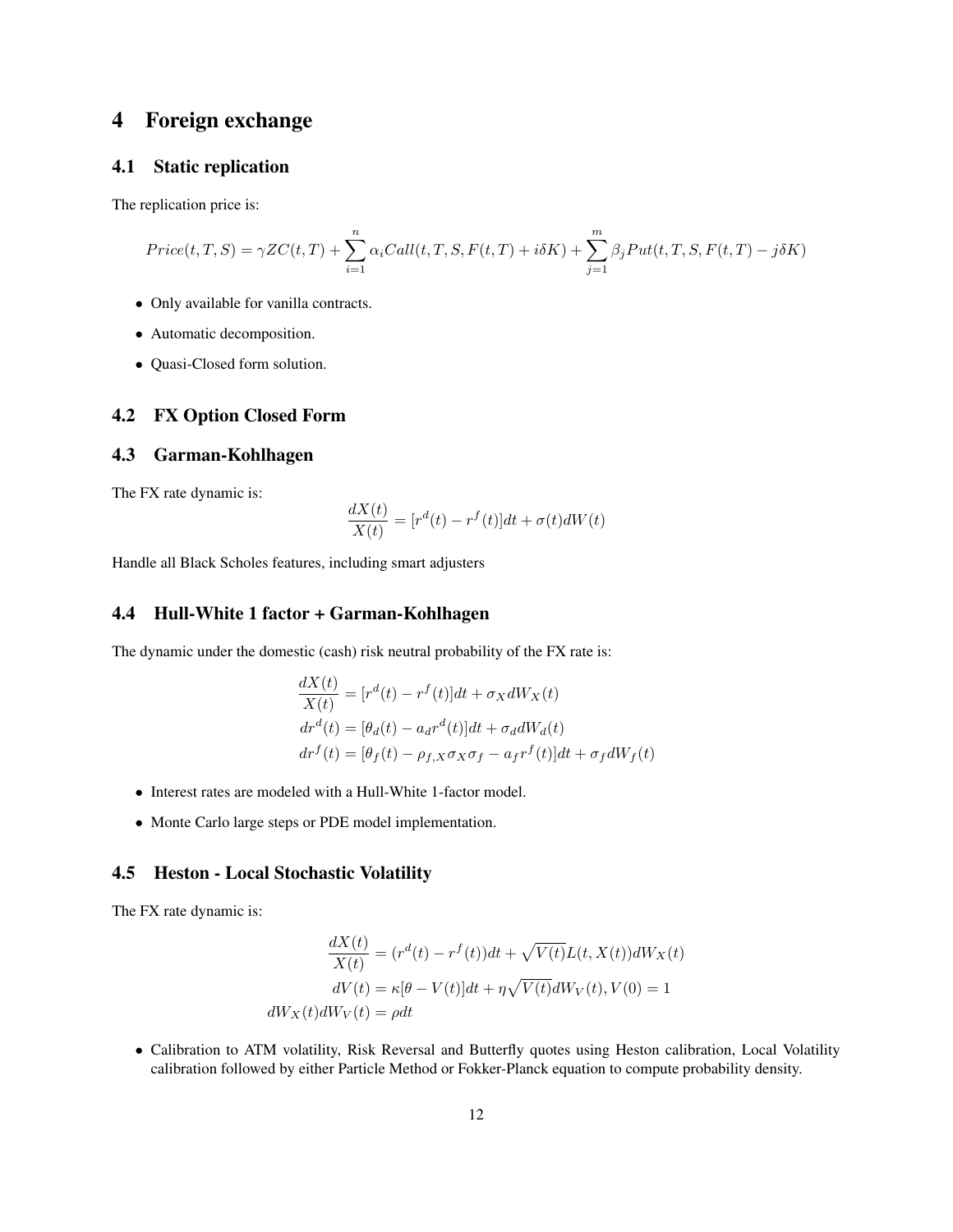# 4 Foreign exchange

## 4.1 Static replication

The replication price is:

$$Price(t,T,S) = \gamma ZC(t,T) + \sum_{i=1}^{n} \alpha_i Call(t,T,S,F(t,T)+i\delta K) + \sum_{j=1}^{m} \beta_j Put(t,T,S,F(t,T)-j\delta K)$$

- Only available for vanilla contracts.
- Automatic decomposition.
- Quasi-Closed form solution.

## 4.2 FX Option Closed Form

## 4.3 Garman-Kohlhagen

The FX rate dynamic is:

$$\frac{dX(t)}{X(t)} = [r^d(t) - r^f(t)]dt + \sigma(t)dW(t)$$

Handle all Black Scholes features, including smart adjusters

## 4.4 Hull-White 1 factor + Garman-Kohlhagen

The dynamic under the domestic (cash) risk neutral probability of the FX rate is:

$$\begin{aligned}
\frac{dX(t)}{X(t)} &= [r^d(t) - r^f(t)]dt + \sigma_X dW_X(t) \\
dr^d(t) &= [\theta_d(t) - a_d r^d(t)]dt + \sigma_d dW_d(t) \\
dr^f(t) &= [\theta_f(t) - \rho_{f,X}\sigma_X\sigma_f - a_f r^f(t)]dt + \sigma_f dW_f(t)
\end{aligned}$$

- Interest rates are modeled with a Hull-White 1-factor model.
- Monte Carlo large steps or PDE model implementation.

## 4.5 Heston - Local Stochastic Volatility

The FX rate dynamic is:

$$\begin{aligned}
\frac{dX(t)}{X(t)} &= (r^d(t) - r^f(t))dt + \sqrt{V(t)}L(t, X(t))dW_X(t) \\
dV(t) &= \kappa[\theta - V(t)]dt + \eta\sqrt{V(t)}dW_V(t), V(0) = 1 \\
dW_X(t)dW_V(t) &= \rho dt
\end{aligned}$$

- Calibration to ATM volatility, Risk Reversal and Butterfly quotes using Heston calibration, Local Volatility calibration followed by either Particle Method or Fokker-Planck equation to compute probability density.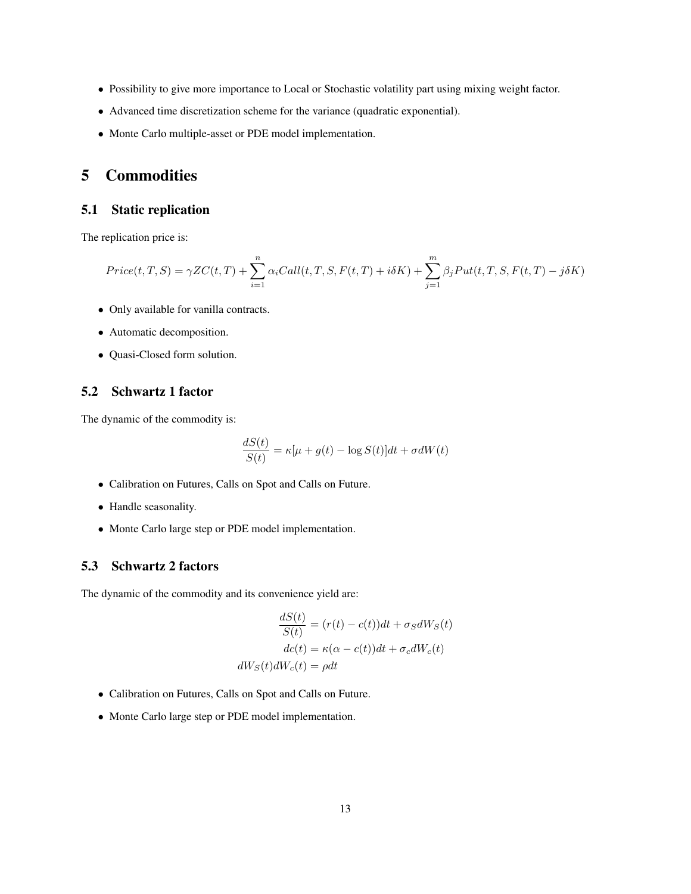- Possibility to give more importance to Local or Stochastic volatility part using mixing weight factor.
- Advanced time discretization scheme for the variance (quadratic exponential).
- Monte Carlo multiple-asset or PDE model implementation.

# 5 Commodities

## 5.1 Static replication

The replication price is:

$$Price(t,T,S) = \gamma ZC(t,T) + \sum_{i=1}^{n} \alpha_i Call(t,T,S,F(t,T)+i\delta K) + \sum_{j=1}^{m} \beta_j Put(t,T,S,F(t,T)-j\delta K)$$

- Only available for vanilla contracts.
- Automatic decomposition.
- Quasi-Closed form solution.

## 5.2 Schwartz 1 factor

The dynamic of the commodity is:

$$\frac{dS(t)}{S(t)} = \kappa[\mu + g(t) - \log S(t)]dt + \sigma dW(t)$$

- Calibration on Futures, Calls on Spot and Calls on Future.
- Handle seasonality.
- Monte Carlo large step or PDE model implementation.

## 5.3 Schwartz 2 factors

The dynamic of the commodity and its convenience yield are:

$$\begin{aligned}
\frac{dS(t)}{S(t)} &= (r(t) - c(t))dt + \sigma_S dW_S(t) \\
dc(t) &= \kappa(\alpha - c(t))dt + \sigma_c dW_c(t) \\
dW_S(t)dW_c(t) &= \rho dt
\end{aligned}$$

- Calibration on Futures, Calls on Spot and Calls on Future.
- Monte Carlo large step or PDE model implementation.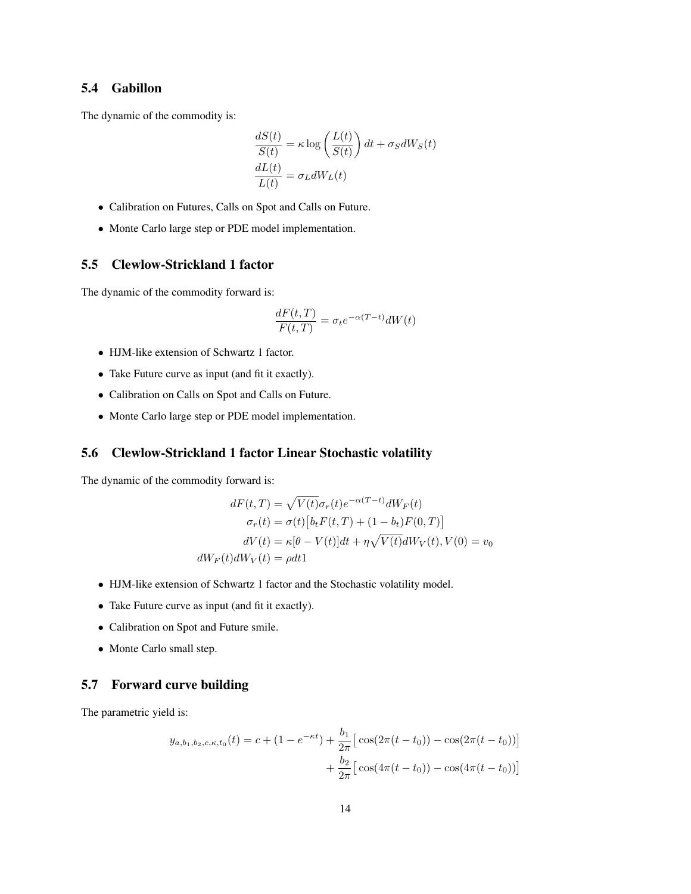### 5.4 Gabillon

The dynamic of the commodity is:

$$
\begin{aligned}
\frac{dS(t)}{S(t)} &= \kappa \log\left(\frac{L(t)}{S(t)}\right) dt + \sigma_S dW_S(t) \\
\frac{dL(t)}{L(t)} &= \sigma_L dW_L(t)
\end{aligned}
$$

- Calibration on Futures, Calls on Spot and Calls on Future.
- Monte Carlo large step or PDE model implementation.

### 5.5 Clewlow-Strickland 1 factor

The dynamic of the commodity forward is:

$$
\frac{dF(t,T)}{F(t,T)} = \sigma_t e^{-\alpha(T-t)} dW(t)
$$

- HJM-like extension of Schwartz 1 factor.
- Take Future curve as input (and fit it exactly).
- Calibration on Calls on Spot and Calls on Future.
- Monte Carlo large step or PDE model implementation.

### 5.6 Clewlow-Strickland 1 factor Linear Stochastic volatility

The dynamic of the commodity forward is:

$$
\begin{aligned}
dF(t,T) &= \sqrt{V(t)}\sigma_r(t) e^{-\alpha(T-t)} dW_F(t) \\
\sigma_r(t) &= \sigma(t)\big[b_t F(t,T) + (1-b_t)F(0,T)\big] \\
dV(t) &= \kappa[\theta - V(t)]dt + \eta\sqrt{V(t)}dW_V(t), V(0) = v_0 \\
dW_F(t)dW_V(t) &= \rho dt1
\end{aligned}
$$

- HJM-like extension of Schwartz 1 factor and the Stochastic volatility model.
- Take Future curve as input (and fit it exactly).
- Calibration on Spot and Future smile.
- Monte Carlo small step.

### 5.7 Forward curve building

The parametric yield is:

$$
\begin{aligned}
y_{a,b_1,b_2,c,\kappa,t_0}(t) = c + (1 - e^{-\kappa t}) &+ \frac{b_1}{2\pi}\big[\cos(2\pi(t-t_0)) - \cos(2\pi(t-t_0))\big] \\
&+ \frac{b_2}{2\pi}\big[\cos(4\pi(t-t_0)) - \cos(4\pi(t-t_0))\big]
\end{aligned}
$$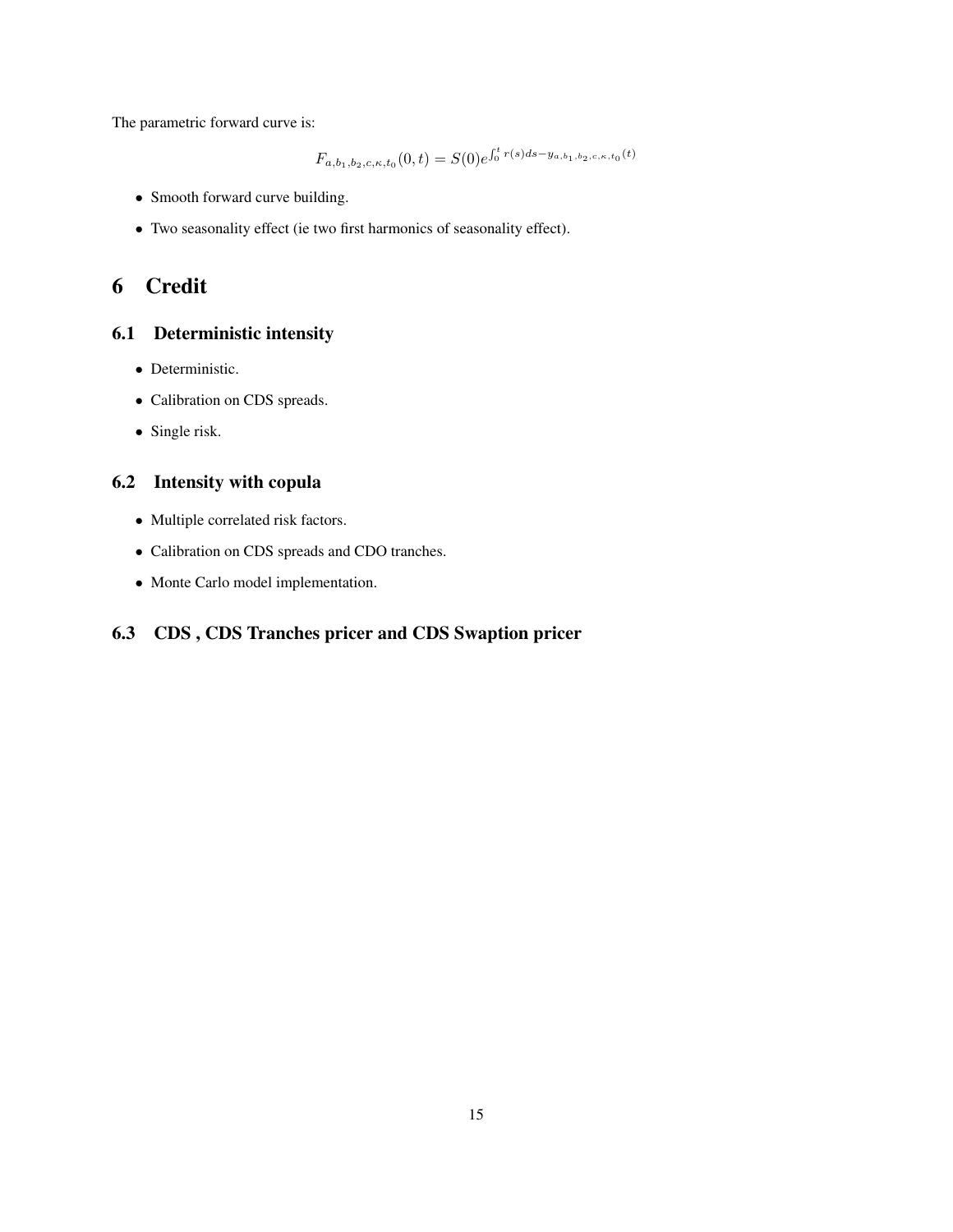The parametric forward curve is:

$$F_{a,b_1,b_2,c,\kappa,t_0}(0,t) = S(0)e^{\int_0^t r(s)ds - y_{a,b_1,b_2,c,\kappa,t_0}(t)}$$

- Smooth forward curve building.
- Two seasonality effect (ie two first harmonics of seasonality effect).

# 6 Credit

## 6.1 Deterministic intensity

- Deterministic.
- Calibration on CDS spreads.
- Single risk.

## 6.2 Intensity with copula

- Multiple correlated risk factors.
- Calibration on CDS spreads and CDO tranches.
- Monte Carlo model implementation.

## 6.3 CDS , CDS Tranches pricer and CDS Swaption pricer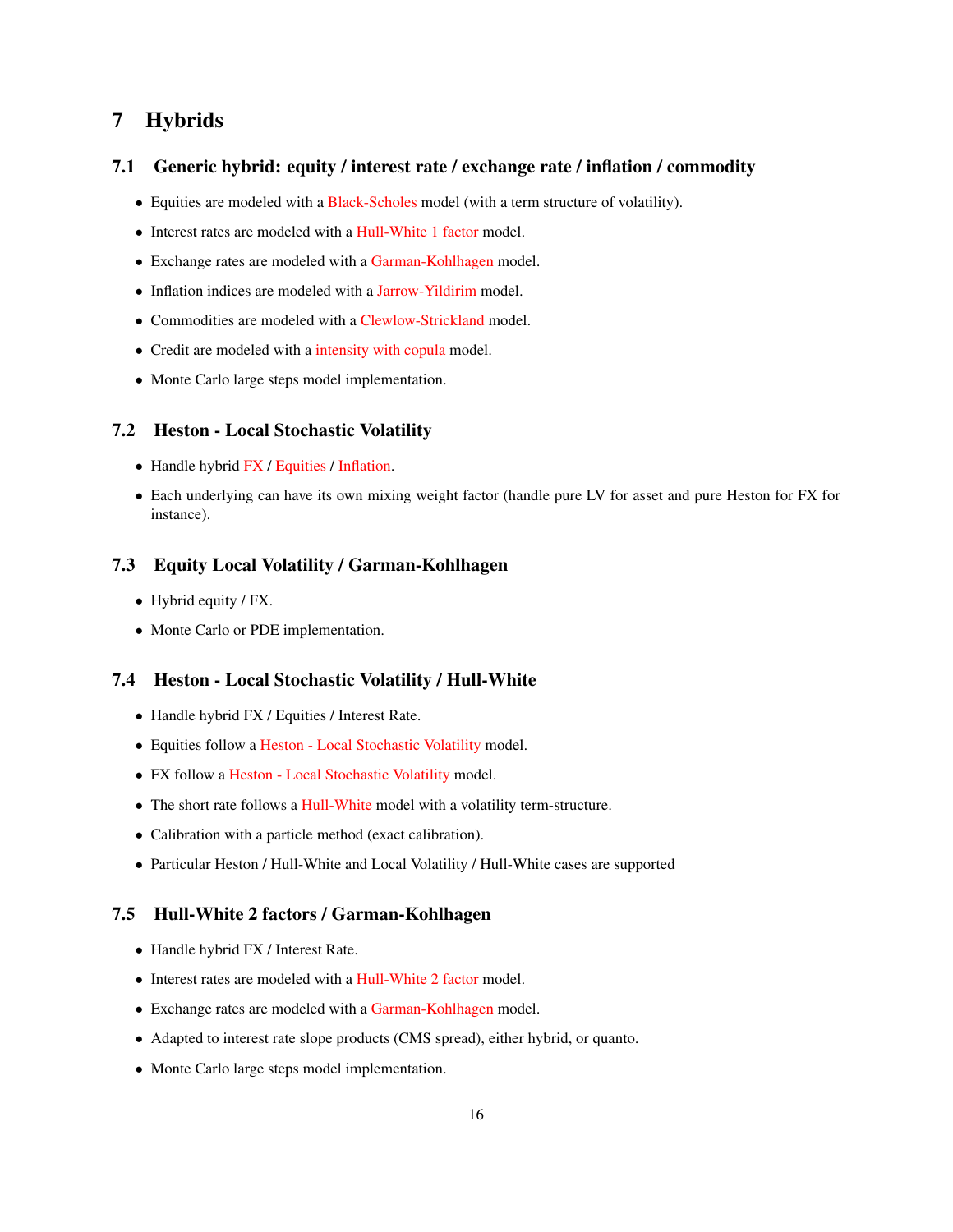# 7 Hybrids

## 7.1 Generic hybrid: equity / interest rate / exchange rate / inflation / commodity

- Equities are modeled with a Black-Scholes model (with a term structure of volatility).
- Interest rates are modeled with a Hull-White 1 factor model.
- Exchange rates are modeled with a Garman-Kohlhagen model.
- Inflation indices are modeled with a Jarrow-Yildirim model.
- Commodities are modeled with a Clewlow-Strickland model.
- Credit are modeled with a intensity with copula model.
- Monte Carlo large steps model implementation.

## 7.2 Heston - Local Stochastic Volatility

- Handle hybrid FX / Equities / Inflation.
- Each underlying can have its own mixing weight factor (handle pure LV for asset and pure Heston for FX for instance).

## 7.3 Equity Local Volatility / Garman-Kohlhagen

- Hybrid equity / FX.
- Monte Carlo or PDE implementation.

## 7.4 Heston - Local Stochastic Volatility / Hull-White

- Handle hybrid FX / Equities / Interest Rate.
- Equities follow a Heston - Local Stochastic Volatility model.
- FX follow a Heston - Local Stochastic Volatility model.
- The short rate follows a Hull-White model with a volatility term-structure.
- Calibration with a particle method (exact calibration).
- Particular Heston / Hull-White and Local Volatility / Hull-White cases are supported

## 7.5 Hull-White 2 factors / Garman-Kohlhagen

- Handle hybrid FX / Interest Rate.
- Interest rates are modeled with a Hull-White 2 factor model.
- Exchange rates are modeled with a Garman-Kohlhagen model.
- Adapted to interest rate slope products (CMS spread), either hybrid, or quanto.
- Monte Carlo large steps model implementation.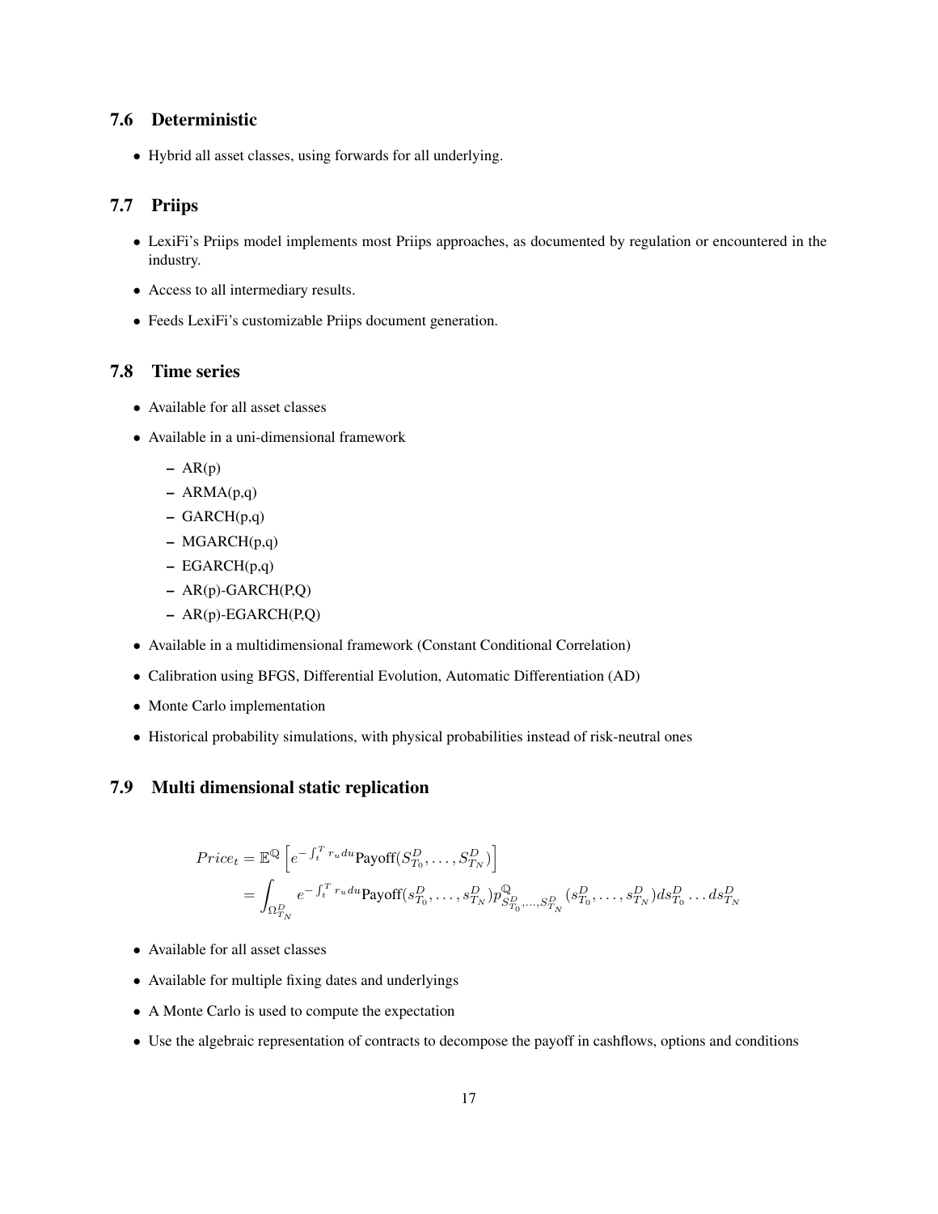## 7.6 Deterministic

- Hybrid all asset classes, using forwards for all underlying.

## 7.7 Priips

- LexiFi's Priips model implements most Priips approaches, as documented by regulation or encountered in the industry.
- Access to all intermediary results.
- Feeds LexiFi's customizable Priips document generation.

## 7.8 Time series

- Available for all asset classes
- Available in a uni-dimensional framework
  - AR(p)
  - ARMA(p,q)
  - GARCH(p,q)
  - MGARCH(p,q)
  - EGARCH(p,q)
  - AR(p)-GARCH(P,Q)
  - AR(p)-EGARCH(P,Q)
- Available in a multidimensional framework (Constant Conditional Correlation)
- Calibration using BFGS, Differential Evolution, Automatic Differentiation (AD)
- Monte Carlo implementation
- Historical probability simulations, with physical probabilities instead of risk-neutral ones

## 7.9 Multi dimensional static replication

$$
\begin{aligned}
Price_t &= \mathbb{E}^{\mathbb{Q}}\left[e^{-\int_t^T r_u du}\text{Payoff}(S_{T_0}^D, \ldots, S_{T_N}^D)\right] \\
&= \int_{\Omega_{T_N}^D} e^{-\int_t^T r_u du}\text{Payoff}(s_{T_0}^D, \ldots, s_{T_N}^D) p^{\mathbb{Q}}_{S_{T_0}^D, \ldots, S_{T_N}^D}(s_{T_0}^D, \ldots, s_{T_N}^D) ds_{T_0}^D \ldots ds_{T_N}^D
\end{aligned}
$$

- Available for all asset classes
- Available for multiple fixing dates and underlyings
- A Monte Carlo is used to compute the expectation
- Use the algebraic representation of contracts to decompose the payoff in cashflows, options and conditions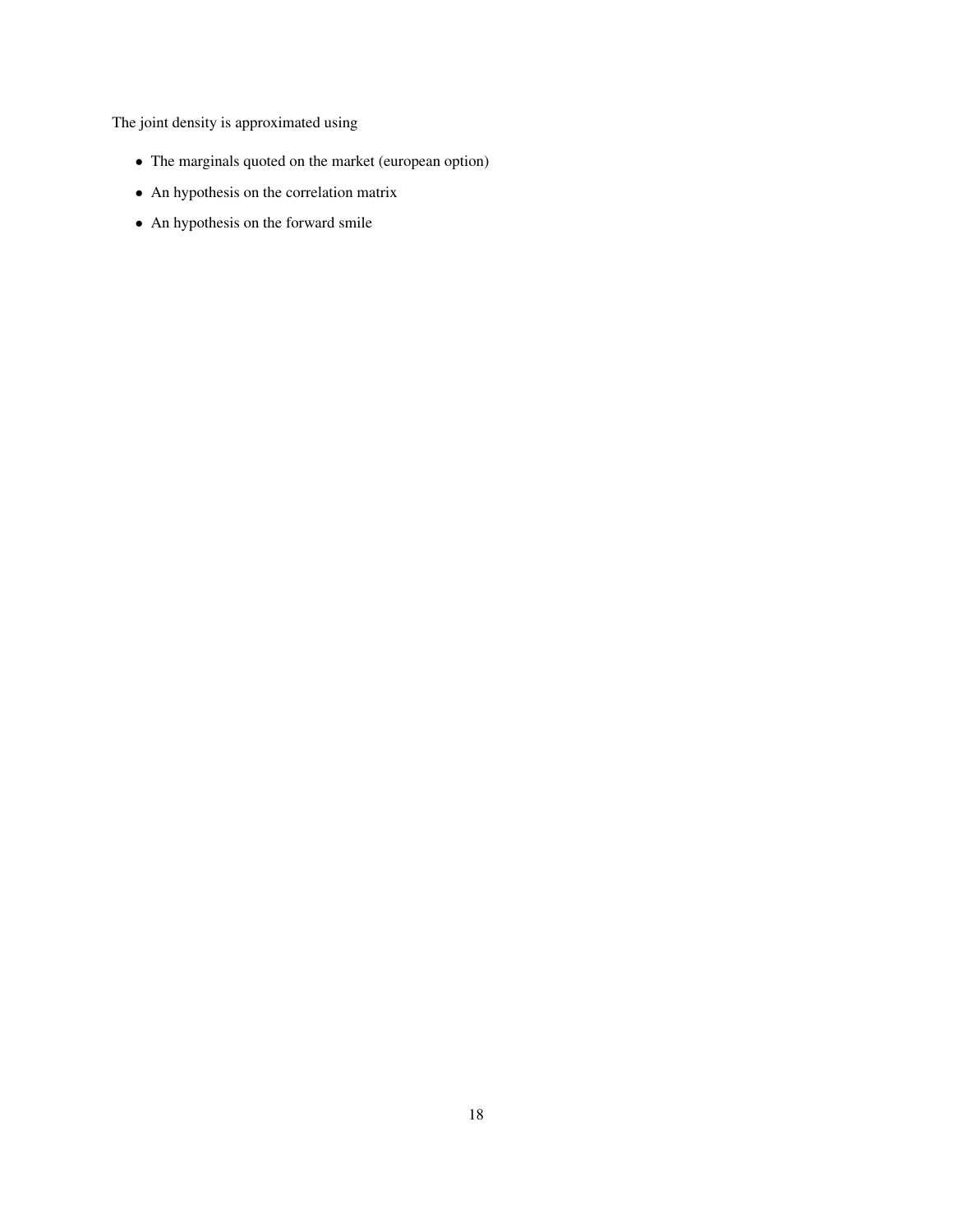The joint density is approximated using

- The marginals quoted on the market (european option)
- An hypothesis on the correlation matrix
- An hypothesis on the forward smile